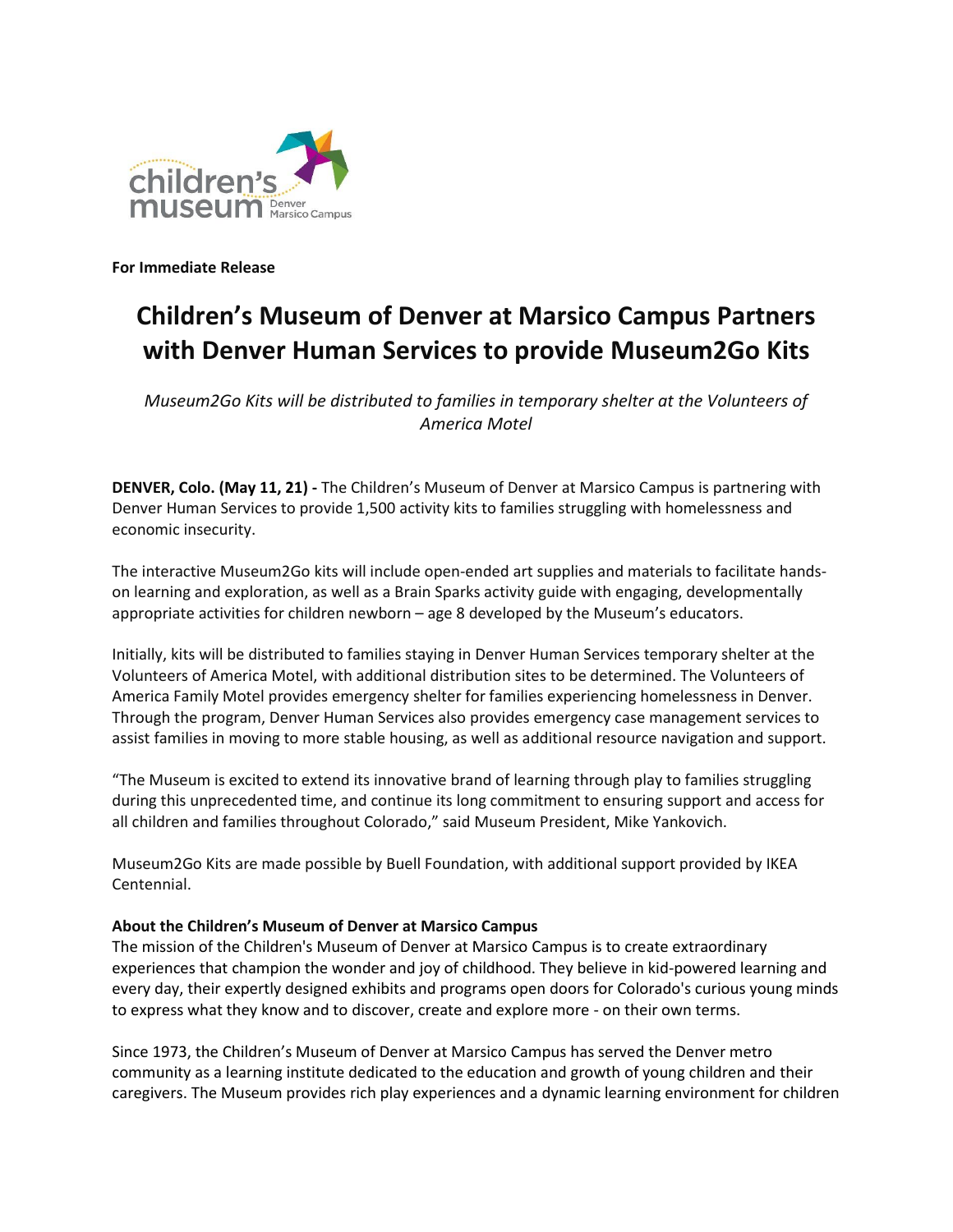**For Immediate Release**

# Children's Museum of Denver at Marsico Campus Partners with Denver Human Services to provide Museum2Go Kits

*Museum2Go Kits will be distributed to families in temporary shelter at the Volunteers of America Motel*

**DENVER, Colo. (May 11, 21) -** The Children's Museum of Denver at Marsico Campus is partnering with Denver Human Services to provide 1,500 activity kits to families struggling with homelessness and economic insecurity.

The interactive Museum2Go kits will include open-ended art supplies and materials to facilitate hands-on learning and exploration, as well as a Brain Sparks activity guide with engaging, developmentally appropriate activities for children newborn – age 8 developed by the Museum's educators.

Initially, kits will be distributed to families staying in Denver Human Services temporary shelter at the Volunteers of America Motel, with additional distribution sites to be determined. The Volunteers of America Family Motel provides emergency shelter for families experiencing homelessness in Denver. Through the program, Denver Human Services also provides emergency case management services to assist families in moving to more stable housing, as well as additional resource navigation and support.

"The Museum is excited to extend its innovative brand of learning through play to families struggling during this unprecedented time, and continue its long commitment to ensuring support and access for all children and families throughout Colorado," said Museum President, Mike Yankovich.

Museum2Go Kits are made possible by Buell Foundation, with additional support provided by IKEA Centennial.

**About the Children's Museum of Denver at Marsico Campus**

The mission of the Children's Museum of Denver at Marsico Campus is to create extraordinary experiences that champion the wonder and joy of childhood. They believe in kid-powered learning and every day, their expertly designed exhibits and programs open doors for Colorado's curious young minds to express what they know and to discover, create and explore more - on their own terms.

Since 1973, the Children's Museum of Denver at Marsico Campus has served the Denver metro community as a learning institute dedicated to the education and growth of young children and their caregivers. The Museum provides rich play experiences and a dynamic learning environment for children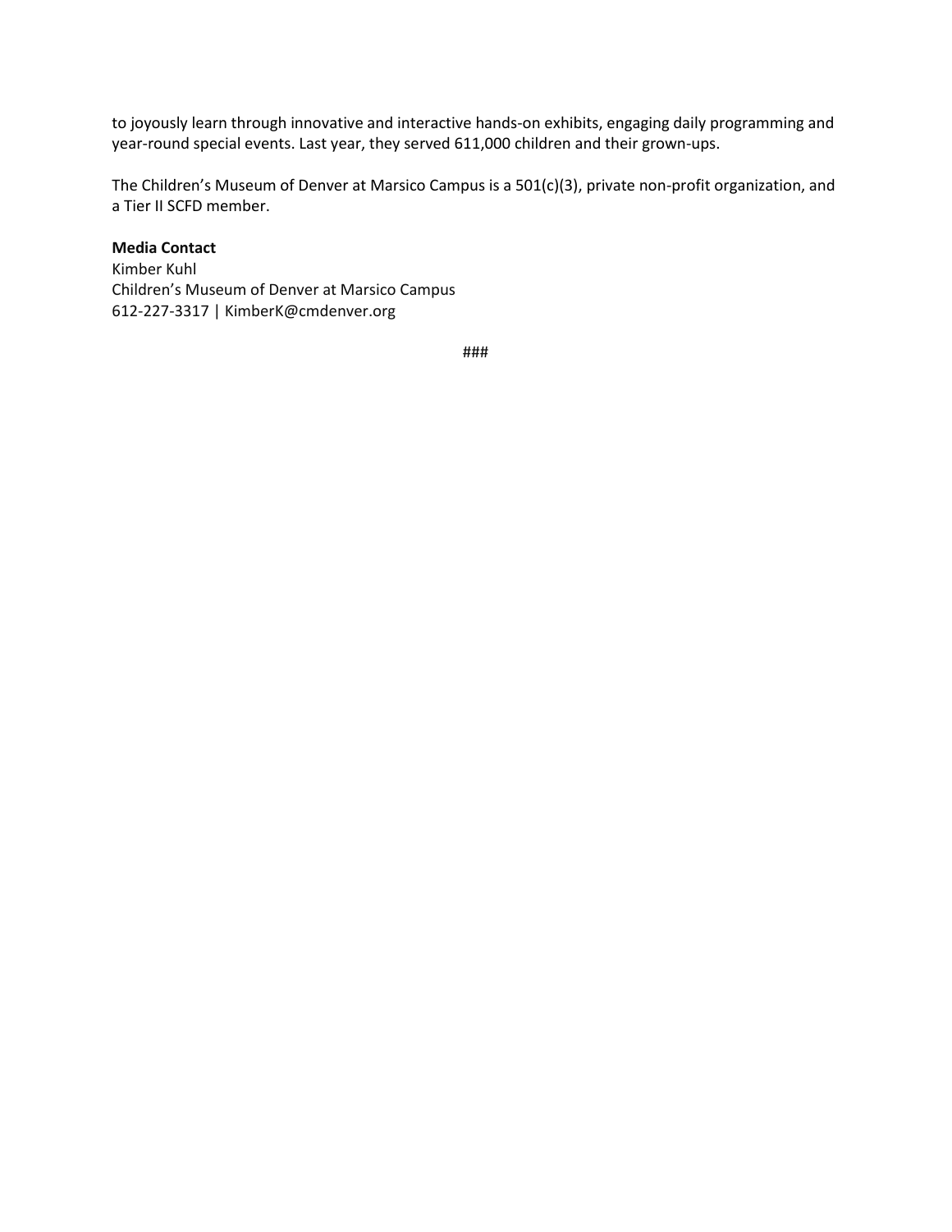to joyously learn through innovative and interactive hands-on exhibits, engaging daily programming and year-round special events. Last year, they served 611,000 children and their grown-ups.

The Children's Museum of Denver at Marsico Campus is a 501(c)(3), private non-profit organization, and a Tier II SCFD member.

**Media Contact**
Kimber Kuhl
Children's Museum of Denver at Marsico Campus
612-227-3317 | KimberK@cmdenver.org

###